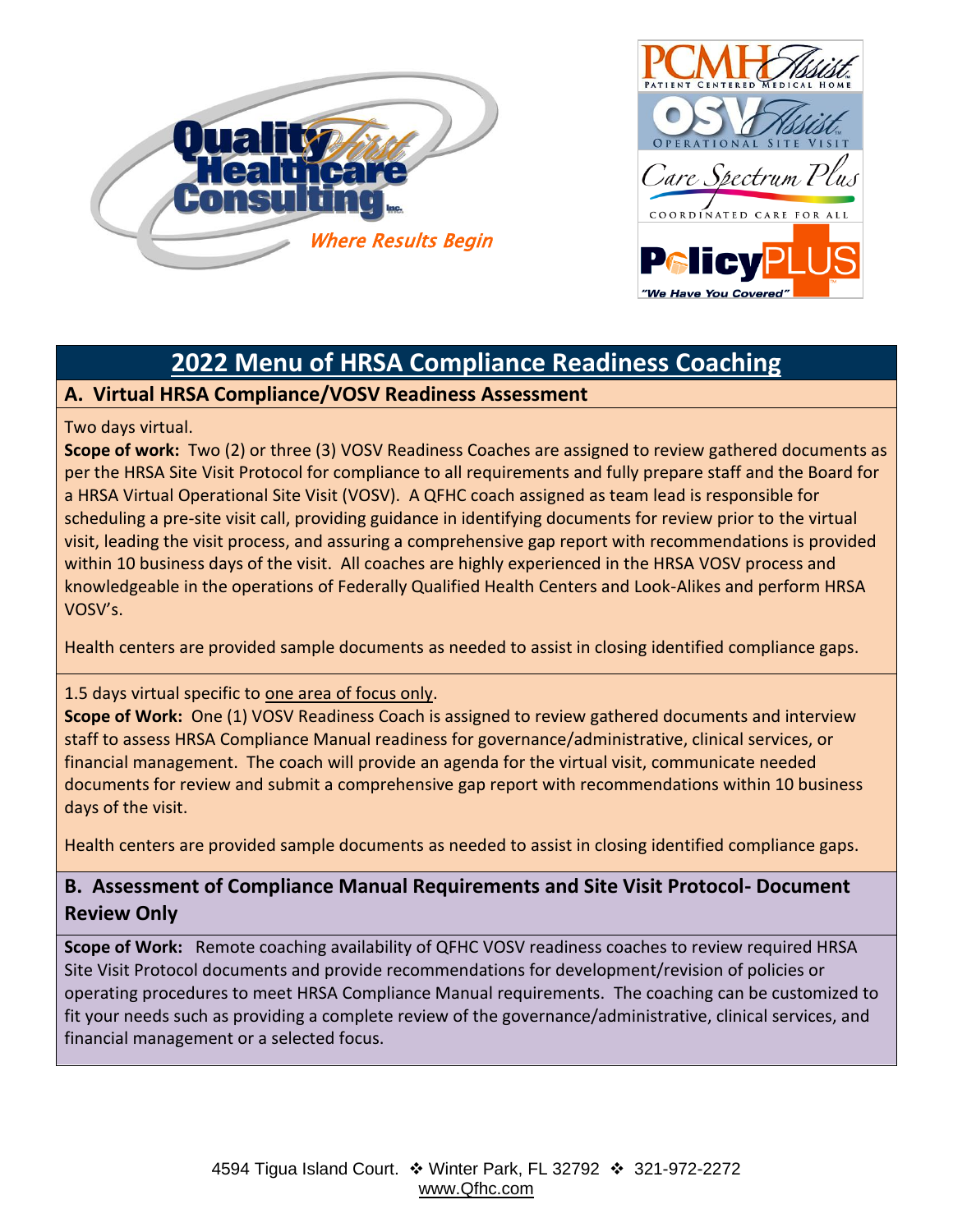Quality First Healthcare Consulting Inc.

*Where Results Begin*

PCMH Assist — PATIENT CENTERED MEDICAL HOME

OSV Assist — OPERATIONAL SITE VISIT

Care Spectrum Plus — COORDINATED CARE FOR ALL

PolicyPLUS — *"We Have You Covered"*

# 2022 Menu of HRSA Compliance Readiness Coaching

## A. Virtual HRSA Compliance/VOSV Readiness Assessment

Two days virtual.

**Scope of work:** Two (2) or three (3) VOSV Readiness Coaches are assigned to review gathered documents as per the HRSA Site Visit Protocol for compliance to all requirements and fully prepare staff and the Board for a HRSA Virtual Operational Site Visit (VOSV). A QFHC coach assigned as team lead is responsible for scheduling a pre-site visit call, providing guidance in identifying documents for review prior to the virtual visit, leading the visit process, and assuring a comprehensive gap report with recommendations is provided within 10 business days of the visit. All coaches are highly experienced in the HRSA VOSV process and knowledgeable in the operations of Federally Qualified Health Centers and Look-Alikes and perform HRSA VOSV's.

Health centers are provided sample documents as needed to assist in closing identified compliance gaps.

1.5 days virtual specific to one area of focus only.

**Scope of Work:** One (1) VOSV Readiness Coach is assigned to review gathered documents and interview staff to assess HRSA Compliance Manual readiness for governance/administrative, clinical services, or financial management. The coach will provide an agenda for the virtual visit, communicate needed documents for review and submit a comprehensive gap report with recommendations within 10 business days of the visit.

Health centers are provided sample documents as needed to assist in closing identified compliance gaps.

## B. Assessment of Compliance Manual Requirements and Site Visit Protocol- Document Review Only

**Scope of Work:** Remote coaching availability of QFHC VOSV readiness coaches to review required HRSA Site Visit Protocol documents and provide recommendations for development/revision of policies or operating procedures to meet HRSA Compliance Manual requirements. The coaching can be customized to fit your needs such as providing a complete review of the governance/administrative, clinical services, and financial management or a selected focus.

4594 Tigua Island Court. ❖ Winter Park, FL 32792 ❖ 321-972-2272
www.Qfhc.com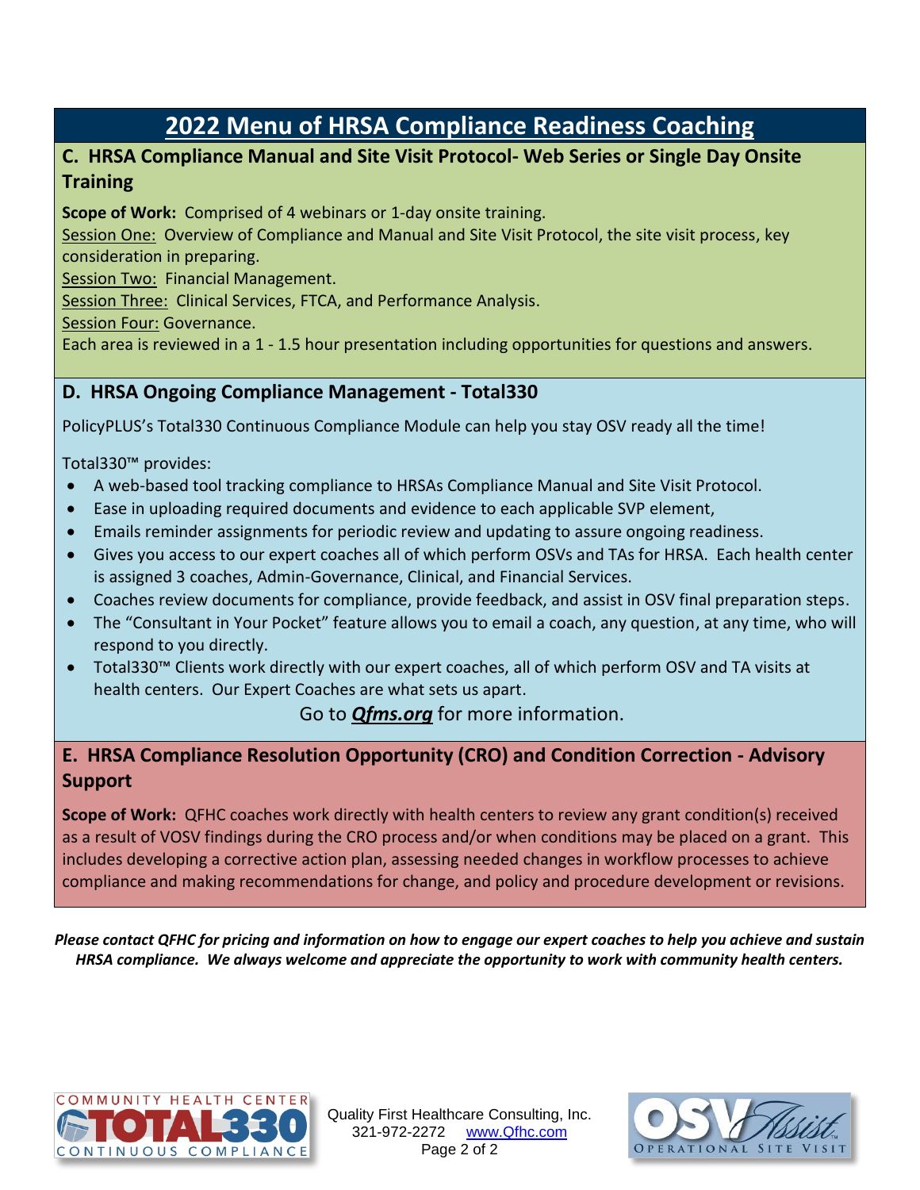# 2022 Menu of HRSA Compliance Readiness Coaching

## C. HRSA Compliance Manual and Site Visit Protocol- Web Series or Single Day Onsite Training

**Scope of Work:** Comprised of 4 webinars or 1-day onsite training.

Session One: Overview of Compliance and Manual and Site Visit Protocol, the site visit process, key consideration in preparing.

Session Two: Financial Management.

Session Three: Clinical Services, FTCA, and Performance Analysis.

Session Four: Governance.

Each area is reviewed in a 1 - 1.5 hour presentation including opportunities for questions and answers.

## D. HRSA Ongoing Compliance Management - Total330

PolicyPLUS's Total330 Continuous Compliance Module can help you stay OSV ready all the time!

Total330™ provides:

- A web-based tool tracking compliance to HRSAs Compliance Manual and Site Visit Protocol.
- Ease in uploading required documents and evidence to each applicable SVP element,
- Emails reminder assignments for periodic review and updating to assure ongoing readiness.
- Gives you access to our expert coaches all of which perform OSVs and TAs for HRSA. Each health center is assigned 3 coaches, Admin-Governance, Clinical, and Financial Services.
- Coaches review documents for compliance, provide feedback, and assist in OSV final preparation steps.
- The "Consultant in Your Pocket" feature allows you to email a coach, any question, at any time, who will respond to you directly.
- Total330™ Clients work directly with our expert coaches, all of which perform OSV and TA visits at health centers. Our Expert Coaches are what sets us apart.

Go to ***Qfms.org*** for more information.

## E. HRSA Compliance Resolution Opportunity (CRO) and Condition Correction - Advisory Support

**Scope of Work:** QFHC coaches work directly with health centers to review any grant condition(s) received as a result of VOSV findings during the CRO process and/or when conditions may be placed on a grant. This includes developing a corrective action plan, assessing needed changes in workflow processes to achieve compliance and making recommendations for change, and policy and procedure development or revisions.

***Please contact QFHC for pricing and information on how to engage our expert coaches to help you achieve and sustain HRSA compliance. We always welcome and appreciate the opportunity to work with community health centers.***

COMMUNITY HEALTH CENTER TOTAL330 CONTINUOUS COMPLIANCE

Quality First Healthcare Consulting, Inc.
321-972-2272 www.Qfhc.com

OSV Assist™ OPERATIONAL SITE VISIT